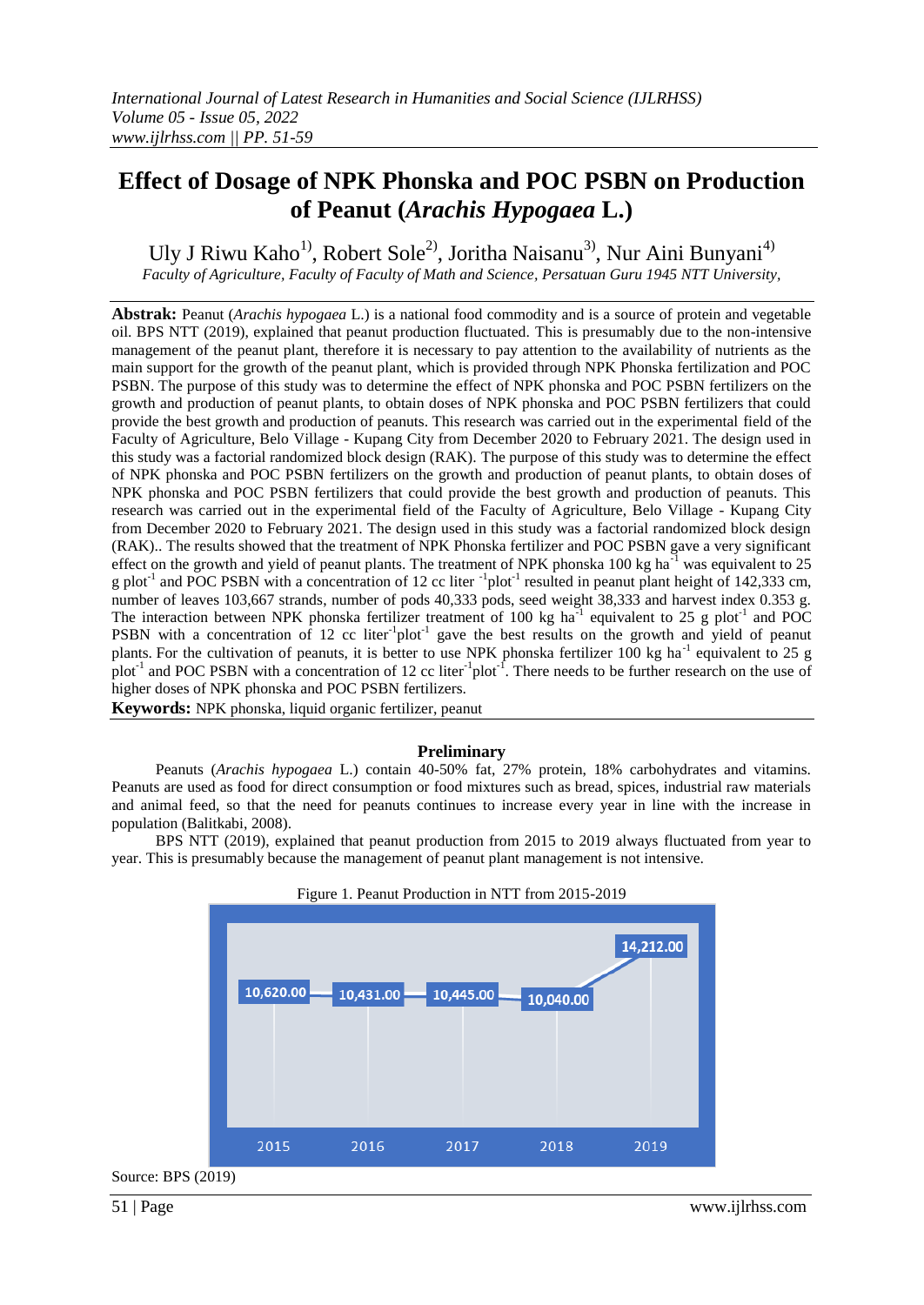# Effect of Dosage of NPK Phonska and POC PSBN on Production of Peanut (*Arachis Hypogaea* L.)

Uly J Riwu Kaho[1)], Robert Sole[2)], Joritha Naisanu[3)], Nur Aini Bunyani[4)]

*Faculty of Agriculture, Faculty of Faculty of Math and Science, Persatuan Guru 1945 NTT University,*

**Abstrak:** Peanut (*Arachis hypogaea* L.) is a national food commodity and is a source of protein and vegetable oil. BPS NTT (2019), explained that peanut production fluctuated. This is presumably due to the non-intensive management of the peanut plant, therefore it is necessary to pay attention to the availability of nutrients as the main support for the growth of the peanut plant, which is provided through NPK Phonska fertilization and POC PSBN. The purpose of this study was to determine the effect of NPK phonska and POC PSBN fertilizers on the growth and production of peanut plants, to obtain doses of NPK phonska and POC PSBN fertilizers that could provide the best growth and production of peanuts. This research was carried out in the experimental field of the Faculty of Agriculture, Belo Village - Kupang City from December 2020 to February 2021. The design used in this study was a factorial randomized block design (RAK). The purpose of this study was to determine the effect of NPK phonska and POC PSBN fertilizers on the growth and production of peanut plants, to obtain doses of NPK phonska and POC PSBN fertilizers that could provide the best growth and production of peanuts. This research was carried out in the experimental field of the Faculty of Agriculture, Belo Village - Kupang City from December 2020 to February 2021. The design used in this study was a factorial randomized block design (RAK).. The results showed that the treatment of NPK Phonska fertilizer and POC PSBN gave a very significant effect on the growth and yield of peanut plants. The treatment of NPK phonska 100 kg ha$^{-1}$ was equivalent to 25 g plot$^{-1}$ and POC PSBN with a concentration of 12 cc liter $^{-1}$plot$^{-1}$ resulted in peanut plant height of 142,333 cm, number of leaves 103,667 strands, number of pods 40,333 pods, seed weight 38,333 and harvest index 0.353 g. The interaction between NPK phonska fertilizer treatment of 100 kg ha$^{-1}$ equivalent to 25 g plot$^{-1}$ and POC PSBN with a concentration of 12 cc liter$^{-1}$plot$^{-1}$ gave the best results on the growth and yield of peanut plants. For the cultivation of peanuts, it is better to use NPK phonska fertilizer 100 kg ha$^{-1}$ equivalent to 25 g plot$^{-1}$ and POC PSBN with a concentration of 12 cc liter$^{-1}$plot$^{-1}$. There needs to be further research on the use of higher doses of NPK phonska and POC PSBN fertilizers.

**Keywords:** NPK phonska, liquid organic fertilizer, peanut

## Preliminary

Peanuts (*Arachis hypogaea* L.) contain 40-50% fat, 27% protein, 18% carbohydrates and vitamins. Peanuts are used as food for direct consumption or food mixtures such as bread, spices, industrial raw materials and animal feed, so that the need for peanuts continues to increase every year in line with the increase in population (Balitkabi, 2008).

BPS NTT (2019), explained that peanut production from 2015 to 2019 always fluctuated from year to year. This is presumably because the management of peanut plant management is not intensive.

Figure 1. Peanut Production in NTT from 2015-2019

| Year | Production |
|---|---|
| 2015 | 10,620.00 |
| 2016 | 10,431.00 |
| 2017 | 10,445.00 |
| 2018 | 10,040.00 |
| 2019 | 14,212.00 |

Source: BPS (2019)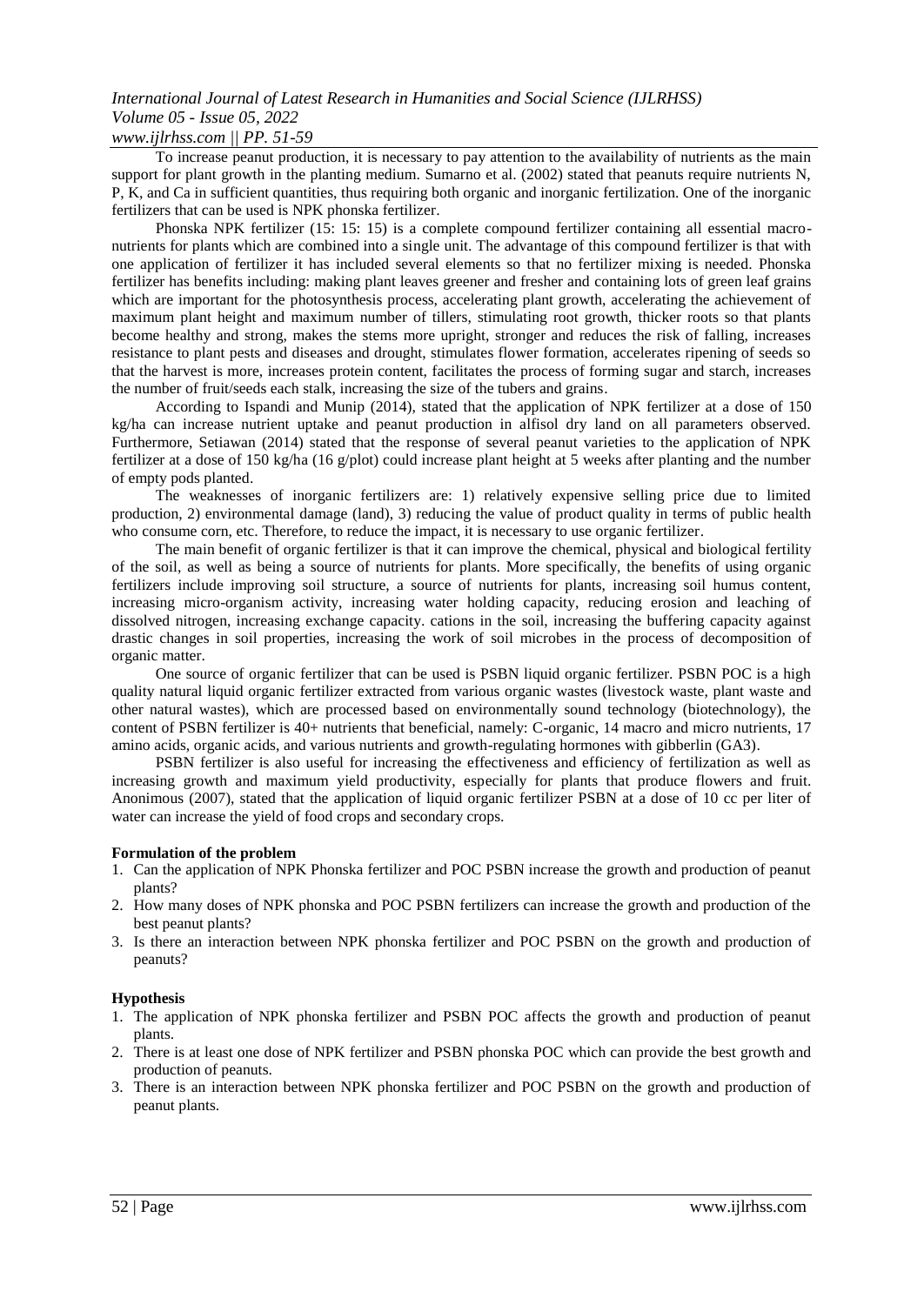To increase peanut production, it is necessary to pay attention to the availability of nutrients as the main support for plant growth in the planting medium. Sumarno et al. (2002) stated that peanuts require nutrients N, P, K, and Ca in sufficient quantities, thus requiring both organic and inorganic fertilization. One of the inorganic fertilizers that can be used is NPK phonska fertilizer.

Phonska NPK fertilizer (15: 15: 15) is a complete compound fertilizer containing all essential macro-nutrients for plants which are combined into a single unit. The advantage of this compound fertilizer is that with one application of fertilizer it has included several elements so that no fertilizer mixing is needed. Phonska fertilizer has benefits including: making plant leaves greener and fresher and containing lots of green leaf grains which are important for the photosynthesis process, accelerating plant growth, accelerating the achievement of maximum plant height and maximum number of tillers, stimulating root growth, thicker roots so that plants become healthy and strong, makes the stems more upright, stronger and reduces the risk of falling, increases resistance to plant pests and diseases and drought, stimulates flower formation, accelerates ripening of seeds so that the harvest is more, increases protein content, facilitates the process of forming sugar and starch, increases the number of fruit/seeds each stalk, increasing the size of the tubers and grains.

According to Ispandi and Munip (2014), stated that the application of NPK fertilizer at a dose of 150 kg/ha can increase nutrient uptake and peanut production in alfisol dry land on all parameters observed. Furthermore, Setiawan (2014) stated that the response of several peanut varieties to the application of NPK fertilizer at a dose of 150 kg/ha (16 g/plot) could increase plant height at 5 weeks after planting and the number of empty pods planted.

The weaknesses of inorganic fertilizers are: 1) relatively expensive selling price due to limited production, 2) environmental damage (land), 3) reducing the value of product quality in terms of public health who consume corn, etc. Therefore, to reduce the impact, it is necessary to use organic fertilizer.

The main benefit of organic fertilizer is that it can improve the chemical, physical and biological fertility of the soil, as well as being a source of nutrients for plants. More specifically, the benefits of using organic fertilizers include improving soil structure, a source of nutrients for plants, increasing soil humus content, increasing micro-organism activity, increasing water holding capacity, reducing erosion and leaching of dissolved nitrogen, increasing exchange capacity. cations in the soil, increasing the buffering capacity against drastic changes in soil properties, increasing the work of soil microbes in the process of decomposition of organic matter.

One source of organic fertilizer that can be used is PSBN liquid organic fertilizer. PSBN POC is a high quality natural liquid organic fertilizer extracted from various organic wastes (livestock waste, plant waste and other natural wastes), which are processed based on environmentally sound technology (biotechnology), the content of PSBN fertilizer is 40+ nutrients that beneficial, namely: C-organic, 14 macro and micro nutrients, 17 amino acids, organic acids, and various nutrients and growth-regulating hormones with gibberlin (GA3).

PSBN fertilizer is also useful for increasing the effectiveness and efficiency of fertilization as well as increasing growth and maximum yield productivity, especially for plants that produce flowers and fruit. Anonimous (2007), stated that the application of liquid organic fertilizer PSBN at a dose of 10 cc per liter of water can increase the yield of food crops and secondary crops.

**Formulation of the problem**

1. Can the application of NPK Phonska fertilizer and POC PSBN increase the growth and production of peanut plants?
2. How many doses of NPK phonska and POC PSBN fertilizers can increase the growth and production of the best peanut plants?
3. Is there an interaction between NPK phonska fertilizer and POC PSBN on the growth and production of peanuts?

**Hypothesis**

1. The application of NPK phonska fertilizer and PSBN POC affects the growth and production of peanut plants.
2. There is at least one dose of NPK fertilizer and PSBN phonska POC which can provide the best growth and production of peanuts.
3. There is an interaction between NPK phonska fertilizer and POC PSBN on the growth and production of peanut plants.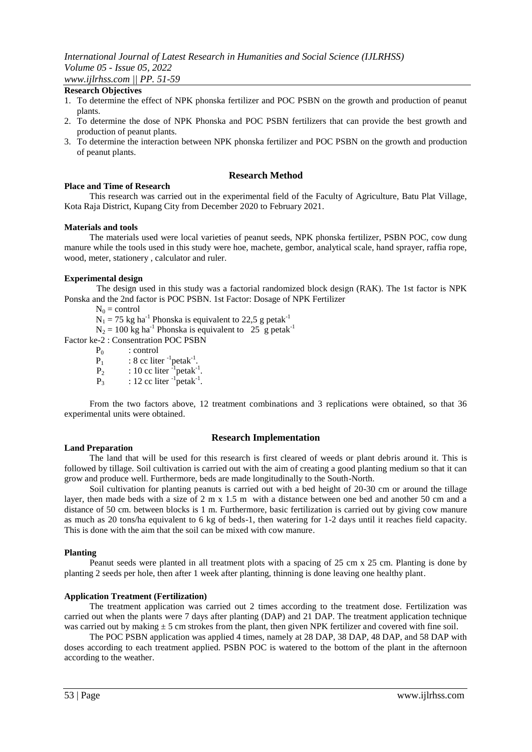**Research Objectives**

1. To determine the effect of NPK phonska fertilizer and POC PSBN on the growth and production of peanut plants.
2. To determine the dose of NPK Phonska and POC PSBN fertilizers that can provide the best growth and production of peanut plants.
3. To determine the interaction between NPK phonska fertilizer and POC PSBN on the growth and production of peanut plants.

## Research Method

**Place and Time of Research**

This research was carried out in the experimental field of the Faculty of Agriculture, Batu Plat Village, Kota Raja District, Kupang City from December 2020 to February 2021.

**Materials and tools**

The materials used were local varieties of peanut seeds, NPK phonska fertilizer, PSBN POC, cow dung manure while the tools used in this study were hoe, machete, gembor, analytical scale, hand sprayer, raffia rope, wood, meter, stationery , calculator and ruler.

**Experimental design**

The design used in this study was a factorial randomized block design (RAK). The 1st factor is NPK Ponska and the 2nd factor is POC PSBN. 1st Factor: Dosage of NPK Fertilizer

$N_0$ = control

$N_1$ = 75 kg $ha^{-1}$ Phonska is equivalent to 22,5 g $petak^{-1}$

$N_2$ = 100 kg $ha^{-1}$ Phonska is equivalent to 25 g $petak^{-1}$

Factor ke-2 : Consentration POC PSBN

$P_0$ : control

$P_1$ : 8 cc $liter^{-1} petak^{-1}$.

$P_2$ : 10 cc $liter^{-1} petak^{-1}$.

$P_3$ : 12 cc $liter^{-1} petak^{-1}$.

From the two factors above, 12 treatment combinations and 3 replications were obtained, so that 36 experimental units were obtained.

## Research Implementation

**Land Preparation**

The land that will be used for this research is first cleared of weeds or plant debris around it. This is followed by tillage. Soil cultivation is carried out with the aim of creating a good planting medium so that it can grow and produce well. Furthermore, beds are made longitudinally to the South-North.

Soil cultivation for planting peanuts is carried out with a bed height of 20-30 cm or around the tillage layer, then made beds with a size of 2 m x 1.5 m with a distance between one bed and another 50 cm and a distance of 50 cm. between blocks is 1 m. Furthermore, basic fertilization is carried out by giving cow manure as much as 20 tons/ha equivalent to 6 kg of beds-1, then watering for 1-2 days until it reaches field capacity. This is done with the aim that the soil can be mixed with cow manure.

**Planting**

Peanut seeds were planted in all treatment plots with a spacing of 25 cm x 25 cm. Planting is done by planting 2 seeds per hole, then after 1 week after planting, thinning is done leaving one healthy plant.

**Application Treatment (Fertilization)**

The treatment application was carried out 2 times according to the treatment dose. Fertilization was carried out when the plants were 7 days after planting (DAP) and 21 DAP. The treatment application technique was carried out by making ± 5 cm strokes from the plant, then given NPK fertilizer and covered with fine soil.

The POC PSBN application was applied 4 times, namely at 28 DAP, 38 DAP, 48 DAP, and 58 DAP with doses according to each treatment applied. PSBN POC is watered to the bottom of the plant in the afternoon according to the weather.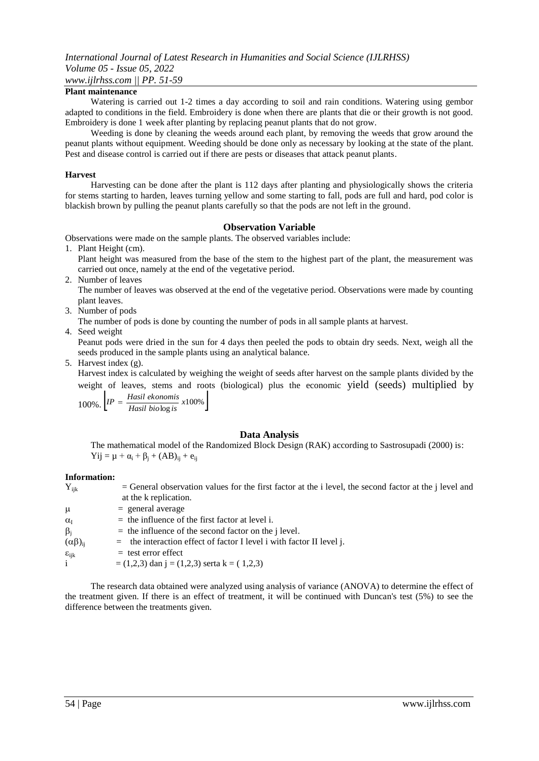**Plant maintenance**

Watering is carried out 1-2 times a day according to soil and rain conditions. Watering using gembor adapted to conditions in the field. Embroidery is done when there are plants that die or their growth is not good. Embroidery is done 1 week after planting by replacing peanut plants that do not grow.

Weeding is done by cleaning the weeds around each plant, by removing the weeds that grow around the peanut plants without equipment. Weeding should be done only as necessary by looking at the state of the plant. Pest and disease control is carried out if there are pests or diseases that attack peanut plants.

**Harvest**

Harvesting can be done after the plant is 112 days after planting and physiologically shows the criteria for stems starting to harden, leaves turning yellow and some starting to fall, pods are full and hard, pod color is blackish brown by pulling the peanut plants carefully so that the pods are not left in the ground.

## Observation Variable

Observations were made on the sample plants. The observed variables include:

1. Plant Height (cm).
   Plant height was measured from the base of the stem to the highest part of the plant, the measurement was carried out once, namely at the end of the vegetative period.
2. Number of leaves
   The number of leaves was observed at the end of the vegetative period. Observations were made by counting plant leaves.
3. Number of pods
   The number of pods is done by counting the number of pods in all sample plants at harvest.
4. Seed weight
   Peanut pods were dried in the sun for 4 days then peeled the pods to obtain dry seeds. Next, weigh all the seeds produced in the sample plants using an analytical balance.
5. Harvest index (g).
   Harvest index is calculated by weighing the weight of seeds after harvest on the sample plants divided by the weight of leaves, stems and roots (biological) plus the economic yield (seeds) multiplied by 100%. $\left[ IP = \frac{Hasil\ ekonomis}{Hasil\ biologis} x100\% \right]$

## Data Analysis

The mathematical model of the Randomized Block Design (RAK) according to Sastrosupadi (2000) is:

$Yij = \mu + \alpha_i + \beta_j + (AB)_{ij} + e_{ij}$

**Information:**

$Y_{ijk}$ = General observation values for the first factor at the i level, the second factor at the j level and at the k replication.

$\mu$ = general average

$\alpha_I$ = the influence of the first factor at level i.

$\beta_j$ = the influence of the second factor on the j level.

$(\alpha\beta)_{ij}$ = the interaction effect of factor I level i with factor II level j.

$\varepsilon_{ijk}$ = test error effect

i = (1,2,3) dan j = (1,2,3) serta k = ( 1,2,3)

The research data obtained were analyzed using analysis of variance (ANOVA) to determine the effect of the treatment given. If there is an effect of treatment, it will be continued with Duncan's test (5%) to see the difference between the treatments given.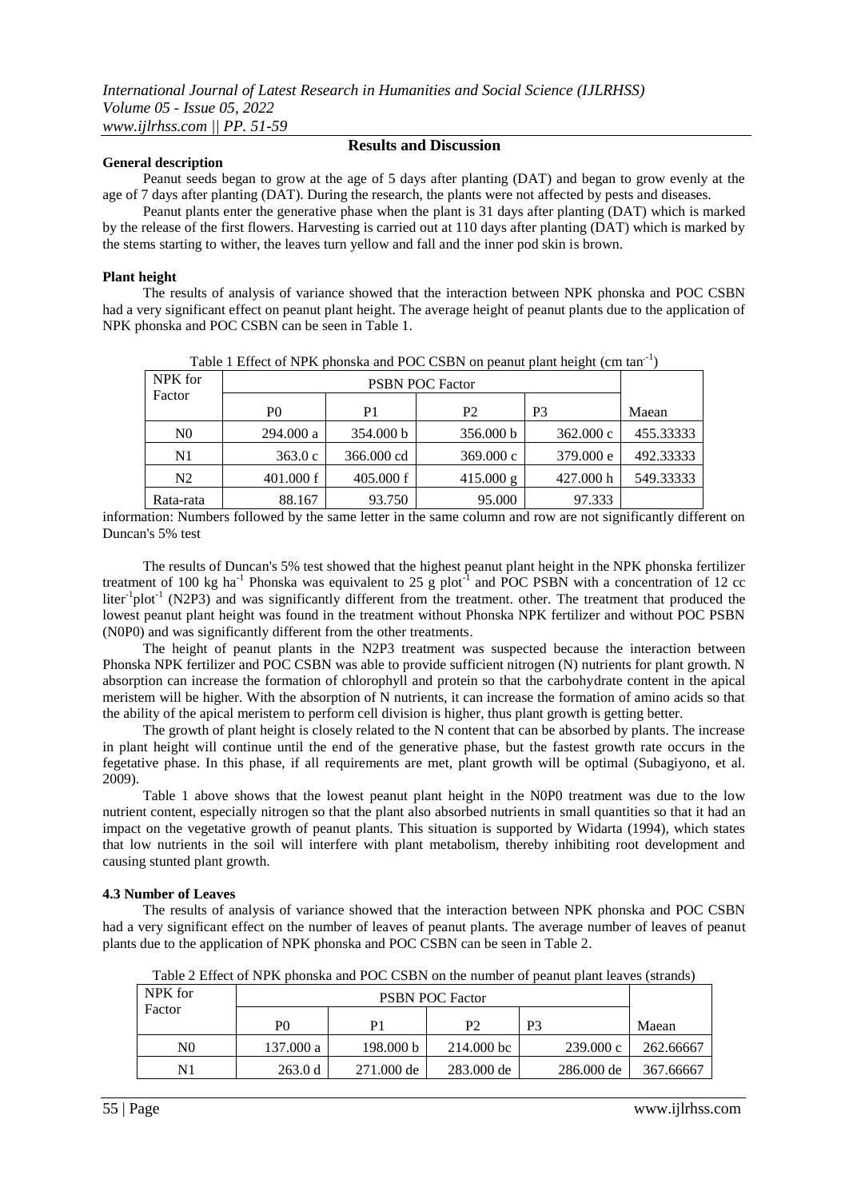## Results and Discussion

**General description**

Peanut seeds began to grow at the age of 5 days after planting (DAT) and began to grow evenly at the age of 7 days after planting (DAT). During the research, the plants were not affected by pests and diseases.

Peanut plants enter the generative phase when the plant is 31 days after planting (DAT) which is marked by the release of the first flowers. Harvesting is carried out at 110 days after planting (DAT) which is marked by the stems starting to wither, the leaves turn yellow and fall and the inner pod skin is brown.

**Plant height**

The results of analysis of variance showed that the interaction between NPK phonska and POC CSBN had a very significant effect on peanut plant height. The average height of peanut plants due to the application of NPK phonska and POC CSBN can be seen in Table 1.

Table 1 Effect of NPK phonska and POC CSBN on peanut plant height (cm $tan^{-1}$)

| NPK for Factor | PSBN POC Factor | | | | |
|---|---|---|---|---|---|
| | P0 | P1 | P2 | P3 | Maean |
| N0 | 294.000 a | 354.000 b | 356.000 b | 362.000 c | 455.33333 |
| N1 | 363.0 c | 366.000 cd | 369.000 c | 379.000 e | 492.33333 |
| N2 | 401.000 f | 405.000 f | 415.000 g | 427.000 h | 549.33333 |
| Rata-rata | 88.167 | 93.750 | 95.000 | 97.333 | |

information: Numbers followed by the same letter in the same column and row are not significantly different on Duncan's 5% test

The results of Duncan's 5% test showed that the highest peanut plant height in the NPK phonska fertilizer treatment of 100 kg $ha^{-1}$ Phonska was equivalent to 25 g $plot^{-1}$ and POC PSBN with a concentration of 12 cc $liter^{-1}plot^{-1}$ (N2P3) and was significantly different from the treatment. other. The treatment that produced the lowest peanut plant height was found in the treatment without Phonska NPK fertilizer and without POC PSBN (N0P0) and was significantly different from the other treatments.

The height of peanut plants in the N2P3 treatment was suspected because the interaction between Phonska NPK fertilizer and POC CSBN was able to provide sufficient nitrogen (N) nutrients for plant growth. N absorption can increase the formation of chlorophyll and protein so that the carbohydrate content in the apical meristem will be higher. With the absorption of N nutrients, it can increase the formation of amino acids so that the ability of the apical meristem to perform cell division is higher, thus plant growth is getting better.

The growth of plant height is closely related to the N content that can be absorbed by plants. The increase in plant height will continue until the end of the generative phase, but the fastest growth rate occurs in the fegetative phase. In this phase, if all requirements are met, plant growth will be optimal (Subagiyono, et al. 2009).

Table 1 above shows that the lowest peanut plant height in the N0P0 treatment was due to the low nutrient content, especially nitrogen so that the plant also absorbed nutrients in small quantities so that it had an impact on the vegetative growth of peanut plants. This situation is supported by Widarta (1994), which states that low nutrients in the soil will interfere with plant metabolism, thereby inhibiting root development and causing stunted plant growth.

**4.3 Number of Leaves**

The results of analysis of variance showed that the interaction between NPK phonska and POC CSBN had a very significant effect on the number of leaves of peanut plants. The average number of leaves of peanut plants due to the application of NPK phonska and POC CSBN can be seen in Table 2.

Table 2 Effect of NPK phonska and POC CSBN on the number of peanut plant leaves (strands)

| NPK for Factor | PSBN POC Factor | | | | |
|---|---|---|---|---|---|
| | P0 | P1 | P2 | P3 | Maean |
| N0 | 137.000 a | 198.000 b | 214.000 bc | 239.000 c | 262.66667 |
| N1 | 263.0 d | 271.000 de | 283.000 de | 286.000 de | 367.66667 |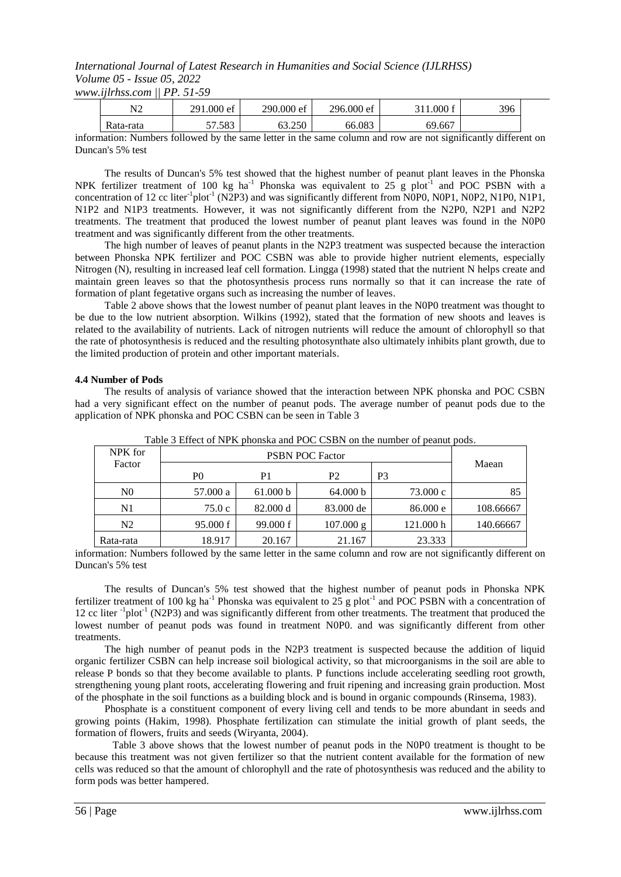| N2 | 291.000 ef | 290.000 ef | 296.000 ef | 311.000 f | 396 |
|---|---|---|---|---|---|
| Rata-rata | 57.583 | 63.250 | 66.083 | 69.667 | |

information: Numbers followed by the same letter in the same column and row are not significantly different on Duncan's 5% test

The results of Duncan's 5% test showed that the highest number of peanut plant leaves in the Phonska NPK fertilizer treatment of 100 kg $ha^{-1}$ Phonska was equivalent to 25 g $plot^{-1}$ and POC PSBN with a concentration of 12 cc $liter^{-1}plot^{-1}$ (N2P3) and was significantly different from N0P0, N0P1, N0P2, N1P0, N1P1, N1P2 and N1P3 treatments. However, it was not significantly different from the N2P0, N2P1 and N2P2 treatments. The treatment that produced the lowest number of peanut plant leaves was found in the N0P0 treatment and was significantly different from the other treatments.

The high number of leaves of peanut plants in the N2P3 treatment was suspected because the interaction between Phonska NPK fertilizer and POC CSBN was able to provide higher nutrient elements, especially Nitrogen (N), resulting in increased leaf cell formation. Lingga (1998) stated that the nutrient N helps create and maintain green leaves so that the photosynthesis process runs normally so that it can increase the rate of formation of plant fegetative organs such as increasing the number of leaves.

Table 2 above shows that the lowest number of peanut plant leaves in the N0P0 treatment was thought to be due to the low nutrient absorption. Wilkins (1992), stated that the formation of new shoots and leaves is related to the availability of nutrients. Lack of nitrogen nutrients will reduce the amount of chlorophyll so that the rate of photosynthesis is reduced and the resulting photosynthate also ultimately inhibits plant growth, due to the limited production of protein and other important materials.

#### 4.4 Number of Pods

The results of analysis of variance showed that the interaction between NPK phonska and POC CSBN had a very significant effect on the number of peanut pods. The average number of peanut pods due to the application of NPK phonska and POC CSBN can be seen in Table 3

Table 3 Effect of NPK phonska and POC CSBN on the number of peanut pods.

| NPK for Factor | PSBN POC Factor | | | | Maean |
|---|---|---|---|---|---|
| | P0 | P1 | P2 | P3 | |
| N0 | 57.000 a | 61.000 b | 64.000 b | 73.000 c | 85 |
| N1 | 75.0 c | 82.000 d | 83.000 de | 86.000 e | 108.66667 |
| N2 | 95.000 f | 99.000 f | 107.000 g | 121.000 h | 140.66667 |
| Rata-rata | 18.917 | 20.167 | 21.167 | 23.333 | |

information: Numbers followed by the same letter in the same column and row are not significantly different on Duncan's 5% test

The results of Duncan's 5% test showed that the highest number of peanut pods in Phonska NPK fertilizer treatment of 100 kg $ha^{-1}$ Phonska was equivalent to 25 g $plot^{-1}$ and POC PSBN with a concentration of 12 cc $liter^{-1}plot^{-1}$ (N2P3) and was significantly different from other treatments. The treatment that produced the lowest number of peanut pods was found in treatment N0P0. and was significantly different from other treatments.

The high number of peanut pods in the N2P3 treatment is suspected because the addition of liquid organic fertilizer CSBN can help increase soil biological activity, so that microorganisms in the soil are able to release P bonds so that they become available to plants. P functions include accelerating seedling root growth, strengthening young plant roots, accelerating flowering and fruit ripening and increasing grain production. Most of the phosphate in the soil functions as a building block and is bound in organic compounds (Rinsema, 1983).

Phosphate is a constituent component of every living cell and tends to be more abundant in seeds and growing points (Hakim, 1998). Phosphate fertilization can stimulate the initial growth of plant seeds, the formation of flowers, fruits and seeds (Wiryanta, 2004).

Table 3 above shows that the lowest number of peanut pods in the N0P0 treatment is thought to be because this treatment was not given fertilizer so that the nutrient content available for the formation of new cells was reduced so that the amount of chlorophyll and the rate of photosynthesis was reduced and the ability to form pods was better hampered.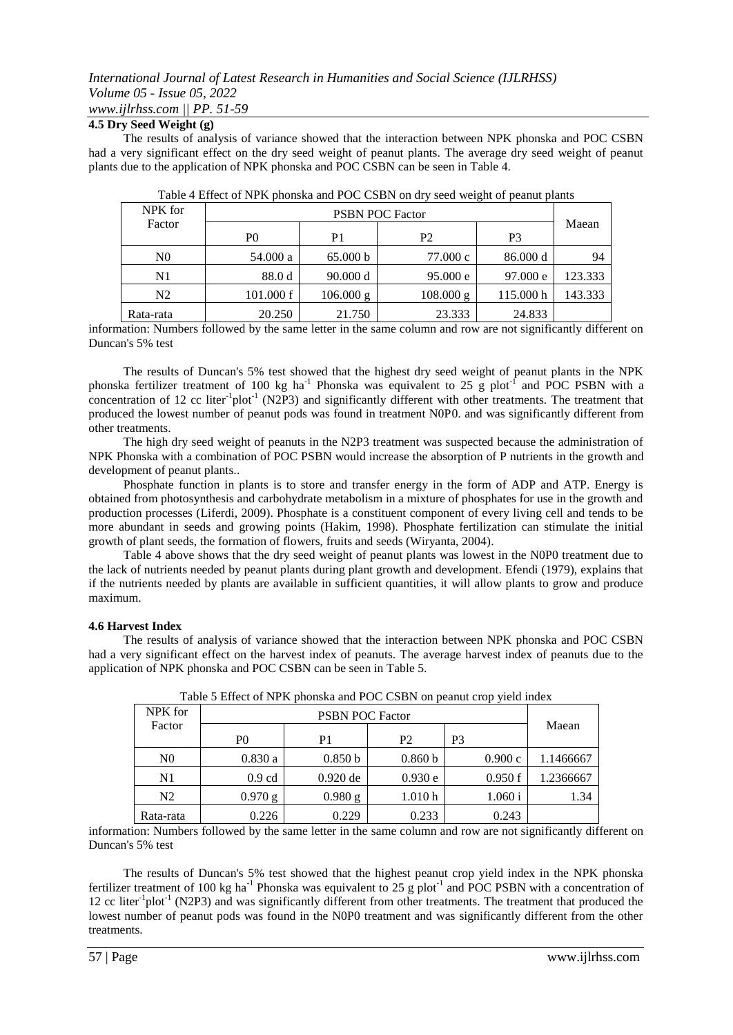### 4.5 Dry Seed Weight (g)

The results of analysis of variance showed that the interaction between NPK phonska and POC CSBN had a very significant effect on the dry seed weight of peanut plants. The average dry seed weight of peanut plants due to the application of NPK phonska and POC CSBN can be seen in Table 4.

Table 4 Effect of NPK phonska and POC CSBN on dry seed weight of peanut plants

| NPK for Factor | PSBN POC Factor | | | | Maean |
|---|---|---|---|---|---|
| | P0 | P1 | P2 | P3 | |
| N0 | 54.000 a | 65.000 b | 77.000 c | 86.000 d | 94 |
| N1 | 88.0 d | 90.000 d | 95.000 e | 97.000 e | 123.333 |
| N2 | 101.000 f | 106.000 g | 108.000 g | 115.000 h | 143.333 |
| Rata-rata | 20.250 | 21.750 | 23.333 | 24.833 | |

information: Numbers followed by the same letter in the same column and row are not significantly different on Duncan's 5% test

The results of Duncan's 5% test showed that the highest dry seed weight of peanut plants in the NPK phonska fertilizer treatment of 100 kg $ha^{-1}$ Phonska was equivalent to 25 g $plot^{-1}$ and POC PSBN with a concentration of 12 cc $liter^{-1}plot^{-1}$ (N2P3) and significantly different with other treatments. The treatment that produced the lowest number of peanut pods was found in treatment N0P0. and was significantly different from other treatments.

The high dry seed weight of peanuts in the N2P3 treatment was suspected because the administration of NPK Phonska with a combination of POC PSBN would increase the absorption of P nutrients in the growth and development of peanut plants..

Phosphate function in plants is to store and transfer energy in the form of ADP and ATP. Energy is obtained from photosynthesis and carbohydrate metabolism in a mixture of phosphates for use in the growth and production processes (Liferdi, 2009). Phosphate is a constituent component of every living cell and tends to be more abundant in seeds and growing points (Hakim, 1998). Phosphate fertilization can stimulate the initial growth of plant seeds, the formation of flowers, fruits and seeds (Wiryanta, 2004).

Table 4 above shows that the dry seed weight of peanut plants was lowest in the N0P0 treatment due to the lack of nutrients needed by peanut plants during plant growth and development. Efendi (1979), explains that if the nutrients needed by plants are available in sufficient quantities, it will allow plants to grow and produce maximum.

### 4.6 Harvest Index

The results of analysis of variance showed that the interaction between NPK phonska and POC CSBN had a very significant effect on the harvest index of peanuts. The average harvest index of peanuts due to the application of NPK phonska and POC CSBN can be seen in Table 5.

Table 5 Effect of NPK phonska and POC CSBN on peanut crop yield index

| NPK for Factor | PSBN POC Factor | | | | Maean |
|---|---|---|---|---|---|
| | P0 | P1 | P2 | P3 | |
| N0 | 0.830 a | 0.850 b | 0.860 b | 0.900 c | 1.1466667 |
| N1 | 0.9 cd | 0.920 de | 0.930 e | 0.950 f | 1.2366667 |
| N2 | 0.970 g | 0.980 g | 1.010 h | 1.060 i | 1.34 |
| Rata-rata | 0.226 | 0.229 | 0.233 | 0.243 | |

information: Numbers followed by the same letter in the same column and row are not significantly different on Duncan's 5% test

The results of Duncan's 5% test showed that the highest peanut crop yield index in the NPK phonska fertilizer treatment of 100 kg $ha^{-1}$ Phonska was equivalent to 25 g $plot^{-1}$ and POC PSBN with a concentration of 12 cc $liter^{-1}plot^{-1}$ (N2P3) and was significantly different from other treatments. The treatment that produced the lowest number of peanut pods was found in the N0P0 treatment and was significantly different from the other treatments.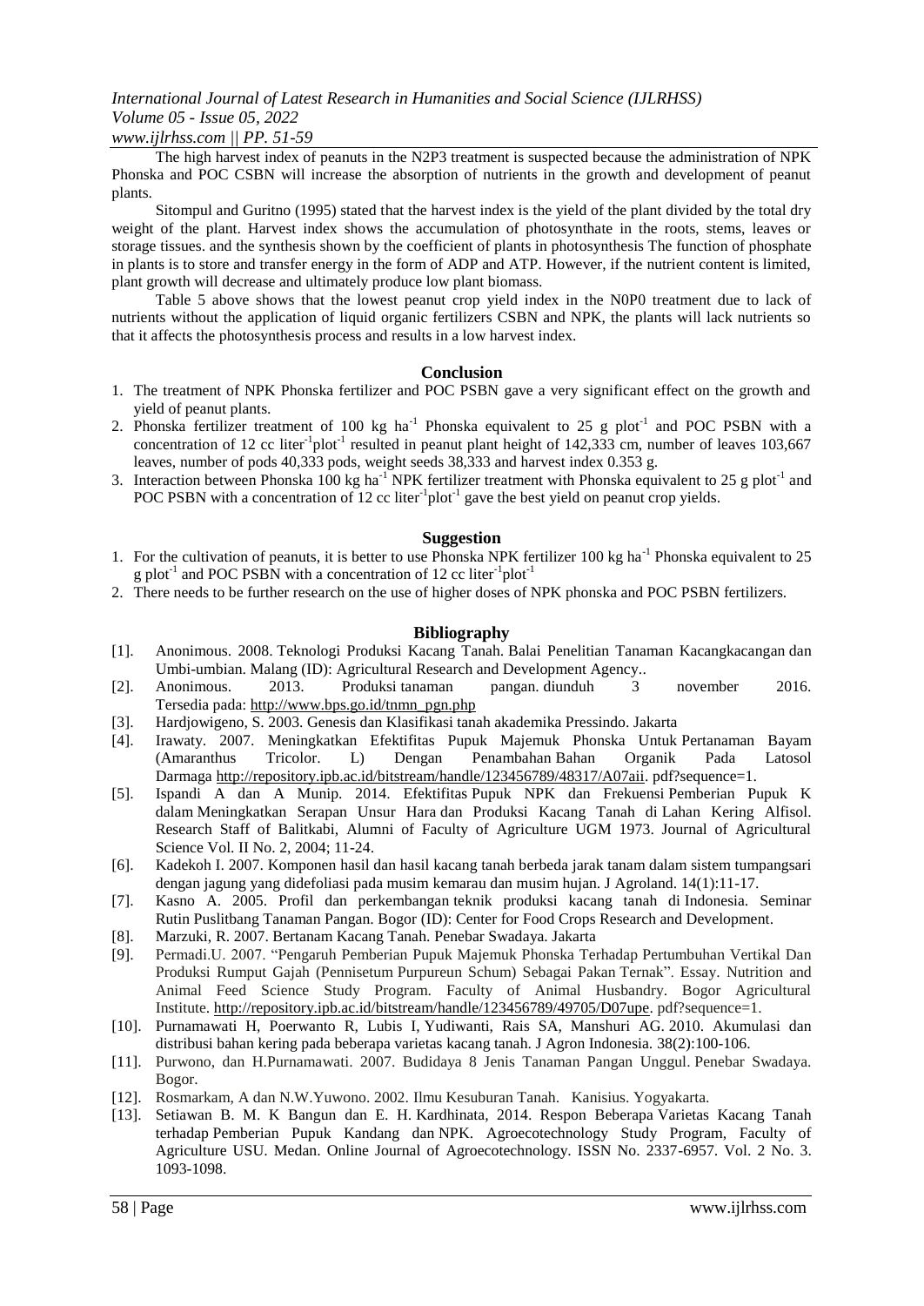The high harvest index of peanuts in the N2P3 treatment is suspected because the administration of NPK Phonska and POC CSBN will increase the absorption of nutrients in the growth and development of peanut plants.

Sitompul and Guritno (1995) stated that the harvest index is the yield of the plant divided by the total dry weight of the plant. Harvest index shows the accumulation of photosynthate in the roots, stems, leaves or storage tissues. and the synthesis shown by the coefficient of plants in photosynthesis The function of phosphate in plants is to store and transfer energy in the form of ADP and ATP. However, if the nutrient content is limited, plant growth will decrease and ultimately produce low plant biomass.

Table 5 above shows that the lowest peanut crop yield index in the N0P0 treatment due to lack of nutrients without the application of liquid organic fertilizers CSBN and NPK, the plants will lack nutrients so that it affects the photosynthesis process and results in a low harvest index.

## Conclusion

1. The treatment of NPK Phonska fertilizer and POC PSBN gave a very significant effect on the growth and yield of peanut plants.
2. Phonska fertilizer treatment of 100 kg ha$^{-1}$ Phonska equivalent to 25 g plot$^{-1}$ and POC PSBN with a concentration of 12 cc liter$^{-1}$plot$^{-1}$ resulted in peanut plant height of 142,333 cm, number of leaves 103,667 leaves, number of pods 40,333 pods, weight seeds 38,333 and harvest index 0.353 g.
3. Interaction between Phonska 100 kg ha$^{-1}$ NPK fertilizer treatment with Phonska equivalent to 25 g plot$^{-1}$ and POC PSBN with a concentration of 12 cc liter$^{-1}$plot$^{-1}$ gave the best yield on peanut crop yields.

## Suggestion

1. For the cultivation of peanuts, it is better to use Phonska NPK fertilizer 100 kg ha$^{-1}$ Phonska equivalent to 25 g plot$^{-1}$ and POC PSBN with a concentration of 12 cc liter$^{-1}$plot$^{-1}$
2. There needs to be further research on the use of higher doses of NPK phonska and POC PSBN fertilizers.

## Bibliography

[1]. Anonimous. 2008. Teknologi Produksi Kacang Tanah. Balai Penelitian Tanaman Kacangkacangan dan Umbi-umbian. Malang (ID): Agricultural Research and Development Agency..

[2]. Anonimous. 2013. Produksi tanaman pangan. diunduh 3 november 2016. Tersedia pada: http://www.bps.go.id/tnmn_pgn.php

[3]. Hardjowigeno, S. 2003. Genesis dan Klasifikasi tanah akademika Pressindo. Jakarta

[4]. Irawaty. 2007. Meningkatkan Efektifitas Pupuk Majemuk Phonska Untuk Pertanaman Bayam (Amaranthus Tricolor. L) Dengan Penambahan Bahan Organik Pada Latosol Darmaga http://repository.ipb.ac.id/bitstream/handle/123456789/48317/A07aii. pdf?sequence=1.

[5]. Ispandi A dan A Munip. 2014. Efektifitas Pupuk NPK dan Frekuensi Pemberian Pupuk K dalam Meningkatkan Serapan Unsur Hara dan Produksi Kacang Tanah di Lahan Kering Alfisol. Research Staff of Balitkabi, Alumni of Faculty of Agriculture UGM 1973. Journal of Agricultural Science Vol. II No. 2, 2004; 11-24.

[6]. Kadekoh I. 2007. Komponen hasil dan hasil kacang tanah berbeda jarak tanam dalam sistem tumpangsari dengan jagung yang didefoliasi pada musim kemarau dan musim hujan. J Agroland. 14(1):11-17.

[7]. Kasno A. 2005. Profil dan perkembangan teknik produksi kacang tanah di Indonesia. Seminar Rutin Puslitbang Tanaman Pangan. Bogor (ID): Center for Food Crops Research and Development.

[8]. Marzuki, R. 2007. Bertanam Kacang Tanah. Penebar Swadaya. Jakarta

[9]. Permadi.U. 2007. "Pengaruh Pemberian Pupuk Majemuk Phonska Terhadap Pertumbuhan Vertikal Dan Produksi Rumput Gajah (Pennisetum Purpureun Schum) Sebagai Pakan Ternak". Essay. Nutrition and Animal Feed Science Study Program. Faculty of Animal Husbandry. Bogor Agricultural Institute. http://repository.ipb.ac.id/bitstream/handle/123456789/49705/D07upe. pdf?sequence=1.

[10]. Purnamawati H, Poerwanto R, Lubis I, Yudiwanti, Rais SA, Manshuri AG. 2010. Akumulasi dan distribusi bahan kering pada beberapa varietas kacang tanah. J Agron Indonesia. 38(2):100-106.

[11]. Purwono, dan H.Purnamawati. 2007. Budidaya 8 Jenis Tanaman Pangan Unggul. Penebar Swadaya. Bogor.

[12]. Rosmarkam, A dan N.W.Yuwono. 2002. Ilmu Kesuburan Tanah. Kanisius. Yogyakarta.

[13]. Setiawan B. M. K Bangun dan E. H. Kardhinata, 2014. Respon Beberapa Varietas Kacang Tanah terhadap Pemberian Pupuk Kandang dan NPK. Agroecotechnology Study Program, Faculty of Agriculture USU. Medan. Online Journal of Agroecotechnology. ISSN No. 2337-6957. Vol. 2 No. 3. 1093-1098.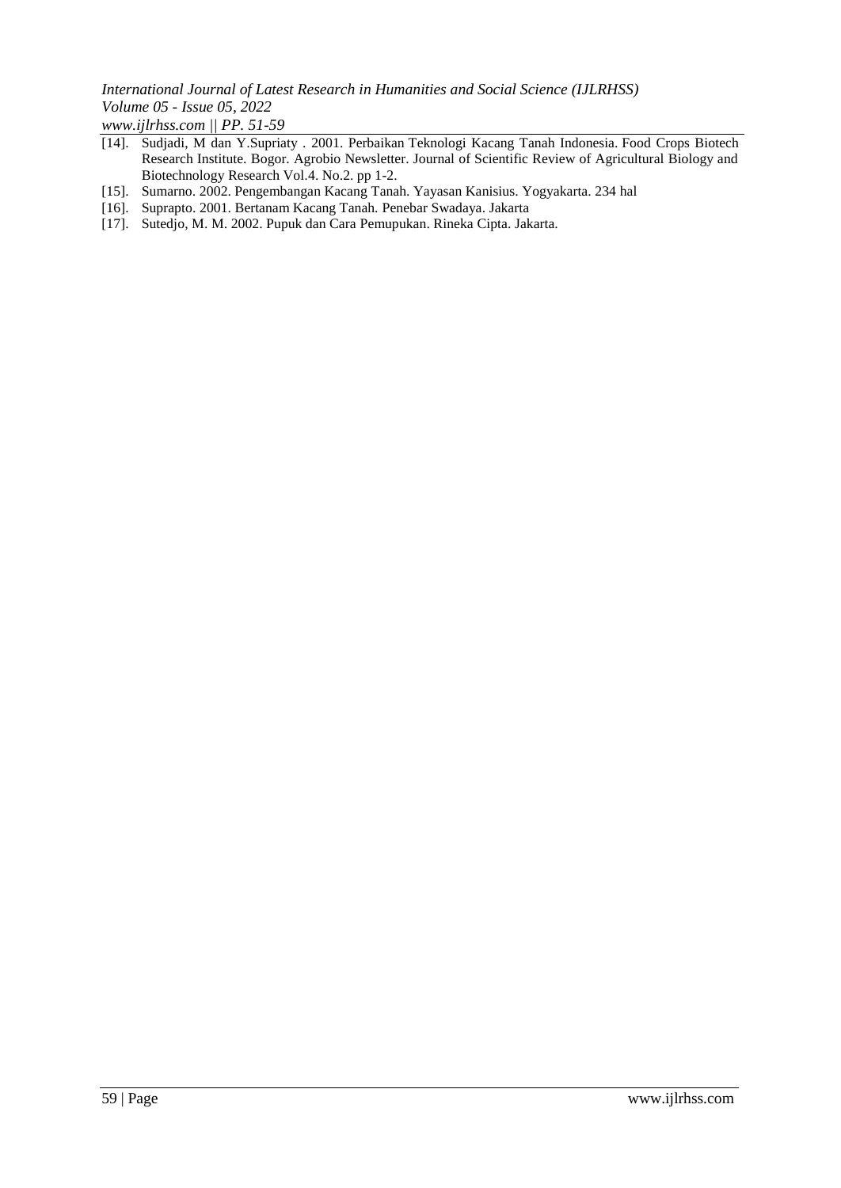[14]. Sudjadi, M dan Y.Supriaty . 2001. Perbaikan Teknologi Kacang Tanah Indonesia. Food Crops Biotech Research Institute. Bogor. Agrobio Newsletter. Journal of Scientific Review of Agricultural Biology and Biotechnology Research Vol.4. No.2. pp 1-2.

[15]. Sumarno. 2002. Pengembangan Kacang Tanah. Yayasan Kanisius. Yogyakarta. 234 hal

[16]. Suprapto. 2001. Bertanam Kacang Tanah. Penebar Swadaya. Jakarta

[17]. Sutedjo, M. M. 2002. Pupuk dan Cara Pemupukan. Rineka Cipta. Jakarta.